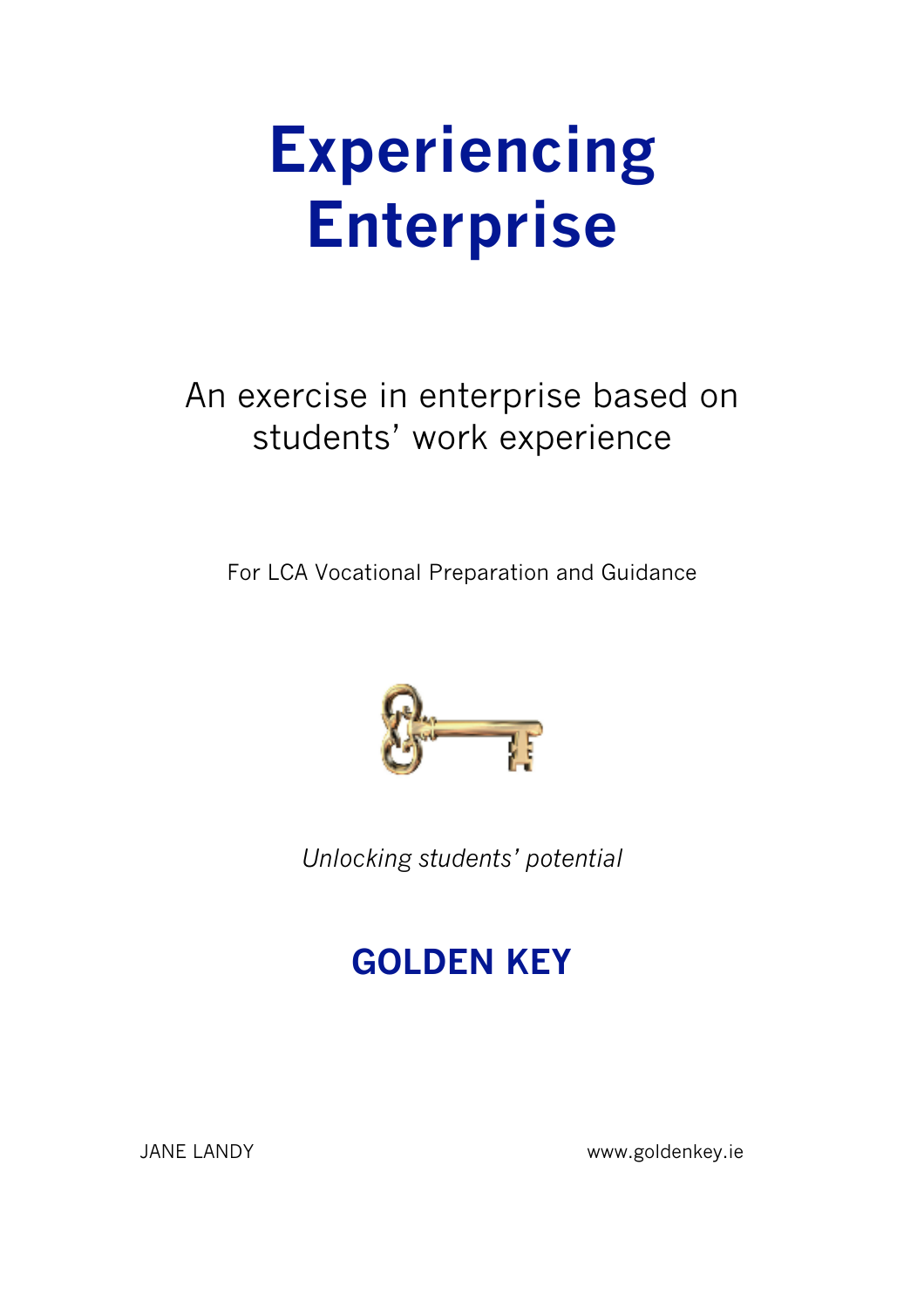# Experiencing Enterprise

## An exercise in enterprise based on students' work experience

For LCA Vocational Preparation and Guidance

*Unlocking students' potential*

**GOLDEN KEY**

JANE LANDY

www.goldenkey.ie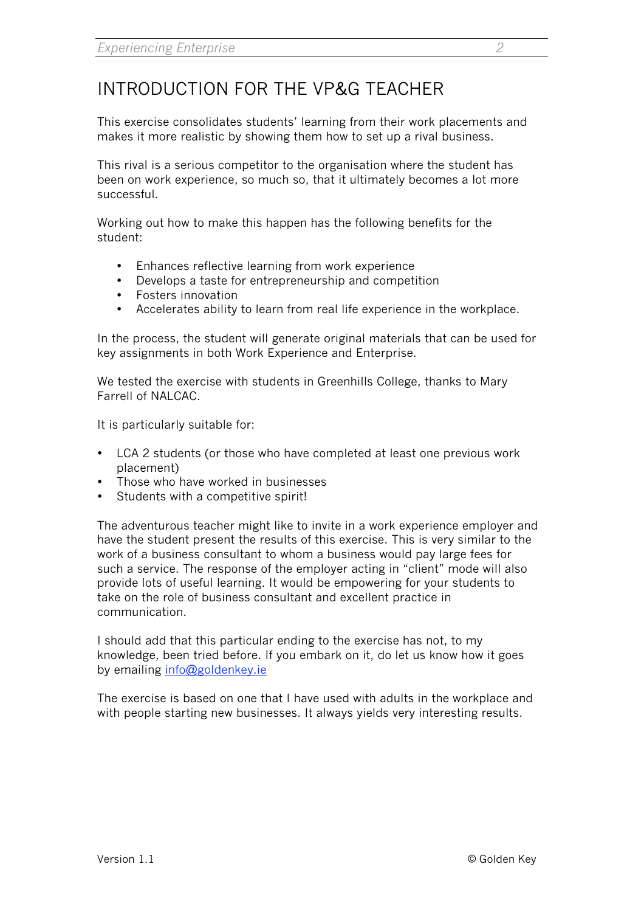# INTRODUCTION FOR THE VP&G TEACHER

This exercise consolidates students' learning from their work placements and makes it more realistic by showing them how to set up a rival business.

This rival is a serious competitor to the organisation where the student has been on work experience, so much so, that it ultimately becomes a lot more successful.

Working out how to make this happen has the following benefits for the student:

- Enhances reflective learning from work experience
- Develops a taste for entrepreneurship and competition
- Fosters innovation
- Accelerates ability to learn from real life experience in the workplace.

In the process, the student will generate original materials that can be used for key assignments in both Work Experience and Enterprise.

We tested the exercise with students in Greenhills College, thanks to Mary Farrell of NALCAC.

It is particularly suitable for:

- LCA 2 students (or those who have completed at least one previous work placement)
- Those who have worked in businesses
- Students with a competitive spirit!

The adventurous teacher might like to invite in a work experience employer and have the student present the results of this exercise. This is very similar to the work of a business consultant to whom a business would pay large fees for such a service. The response of the employer acting in "client" mode will also provide lots of useful learning. It would be empowering for your students to take on the role of business consultant and excellent practice in communication.

I should add that this particular ending to the exercise has not, to my knowledge, been tried before. If you embark on it, do let us know how it goes by emailing info@goldenkey.ie

The exercise is based on one that I have used with adults in the workplace and with people starting new businesses. It always yields very interesting results.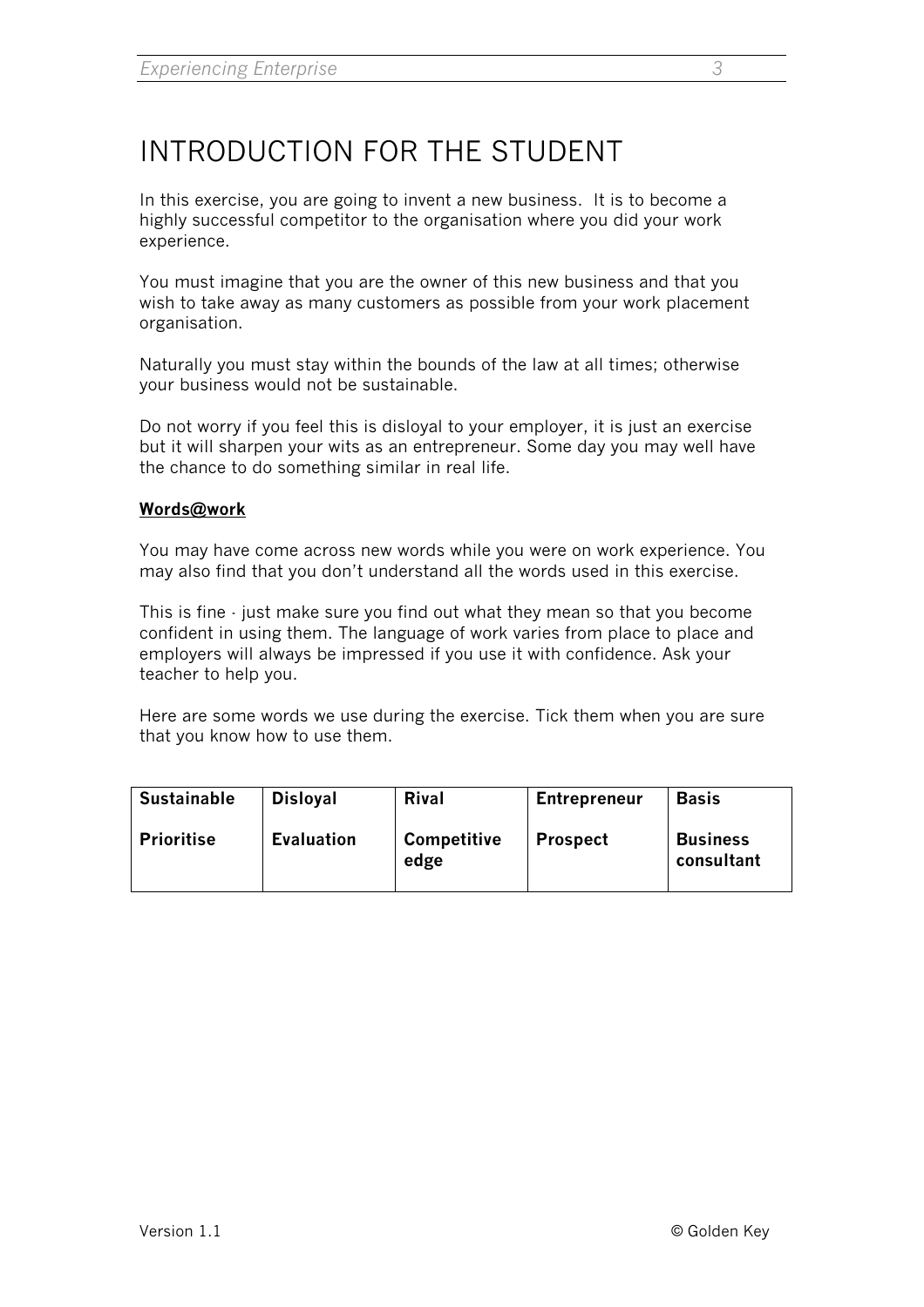# INTRODUCTION FOR THE STUDENT

In this exercise, you are going to invent a new business. It is to become a highly successful competitor to the organisation where you did your work experience.

You must imagine that you are the owner of this new business and that you wish to take away as many customers as possible from your work placement organisation.

Naturally you must stay within the bounds of the law at all times; otherwise your business would not be sustainable.

Do not worry if you feel this is disloyal to your employer, it is just an exercise but it will sharpen your wits as an entrepreneur. Some day you may well have the chance to do something similar in real life.

**Words@work**

You may have come across new words while you were on work experience. You may also find that you don't understand all the words used in this exercise.

This is fine - just make sure you find out what they mean so that you become confident in using them. The language of work varies from place to place and employers will always be impressed if you use it with confidence. Ask your teacher to help you.

Here are some words we use during the exercise. Tick them when you are sure that you know how to use them.

| | | | | |
|---|---|---|---|---|
| **Sustainable** | **Disloyal** | **Rival** | **Entrepreneur** | **Basis** |
| **Prioritise** | **Evaluation** | **Competitive edge** | **Prospect** | **Business consultant** |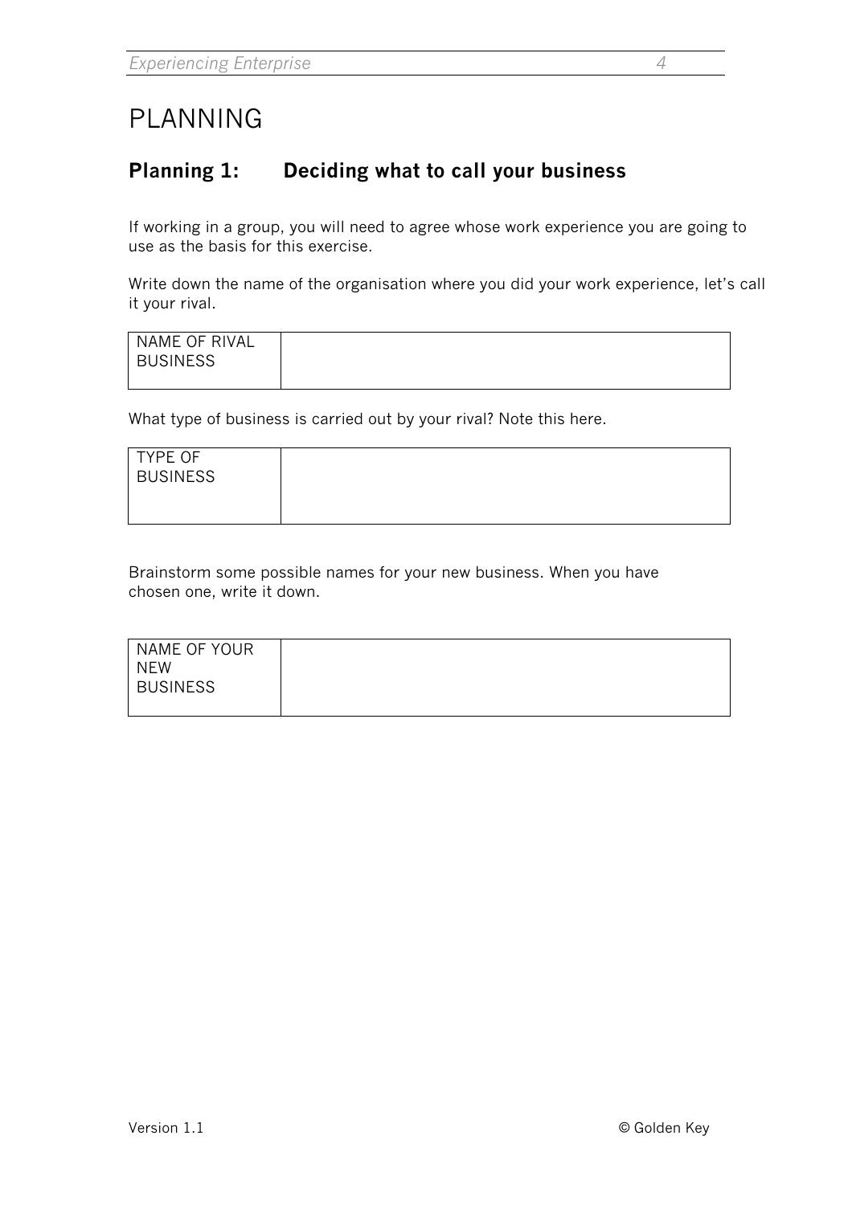# PLANNING

## Planning 1: Deciding what to call your business

If working in a group, you will need to agree whose work experience you are going to use as the basis for this exercise.

Write down the name of the organisation where you did your work experience, let's call it your rival.

| | |
|---|---|
| NAME OF RIVAL BUSINESS | |

What type of business is carried out by your rival? Note this here.

| | |
|---|---|
| TYPE OF BUSINESS | |

Brainstorm some possible names for your new business. When you have chosen one, write it down.

| | |
|---|---|
| NAME OF YOUR NEW BUSINESS | |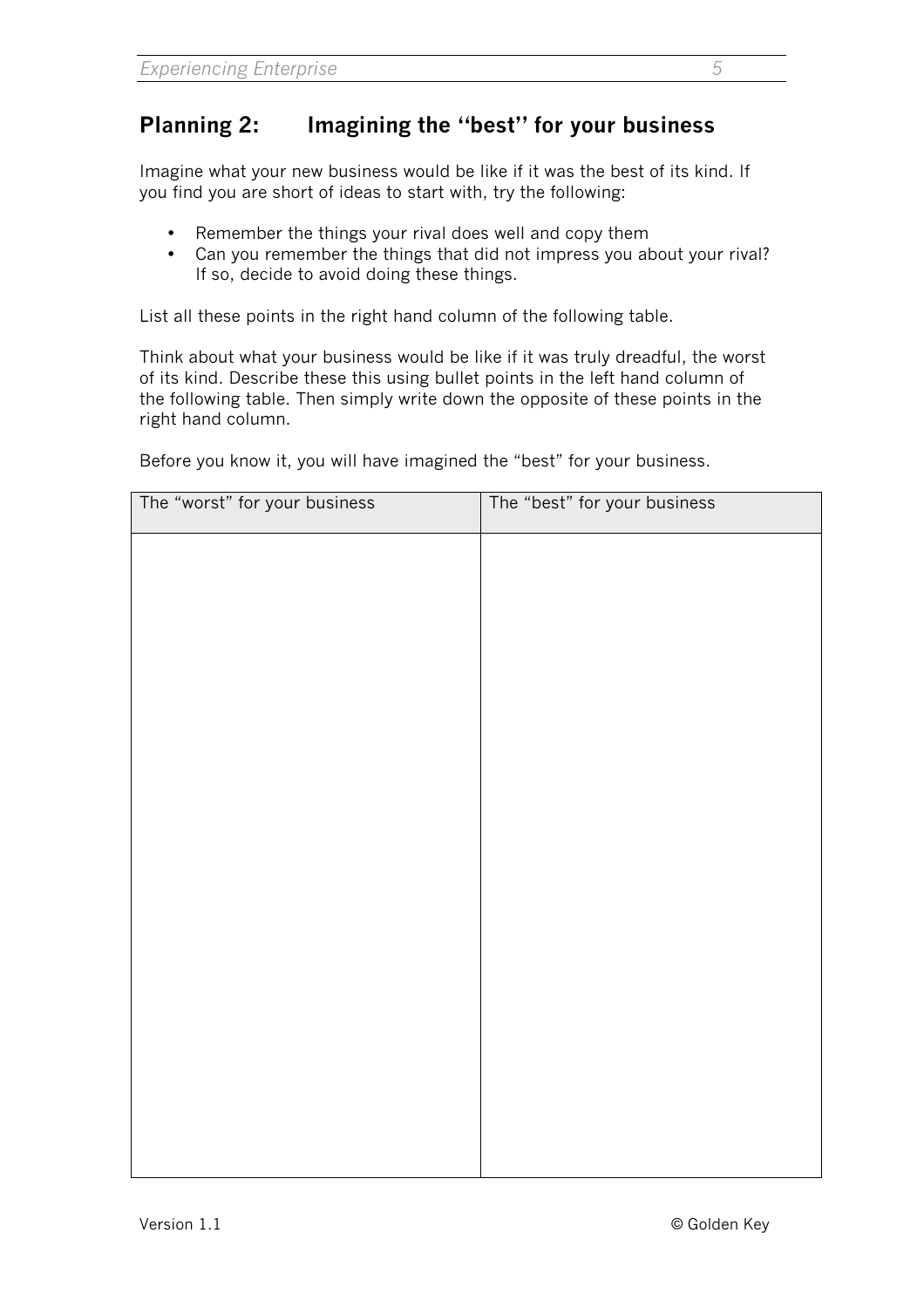## Planning 2: Imagining the ‘‘best’’ for your business

Imagine what your new business would be like if it was the best of its kind. If you find you are short of ideas to start with, try the following:

- Remember the things your rival does well and copy them
- Can you remember the things that did not impress you about your rival? If so, decide to avoid doing these things.

List all these points in the right hand column of the following table.

Think about what your business would be like if it was truly dreadful, the worst of its kind. Describe these this using bullet points in the left hand column of the following table. Then simply write down the opposite of these points in the right hand column.

Before you know it, you will have imagined the “best” for your business.

| The “worst” for your business | The “best” for your business |
|---|---|
| | |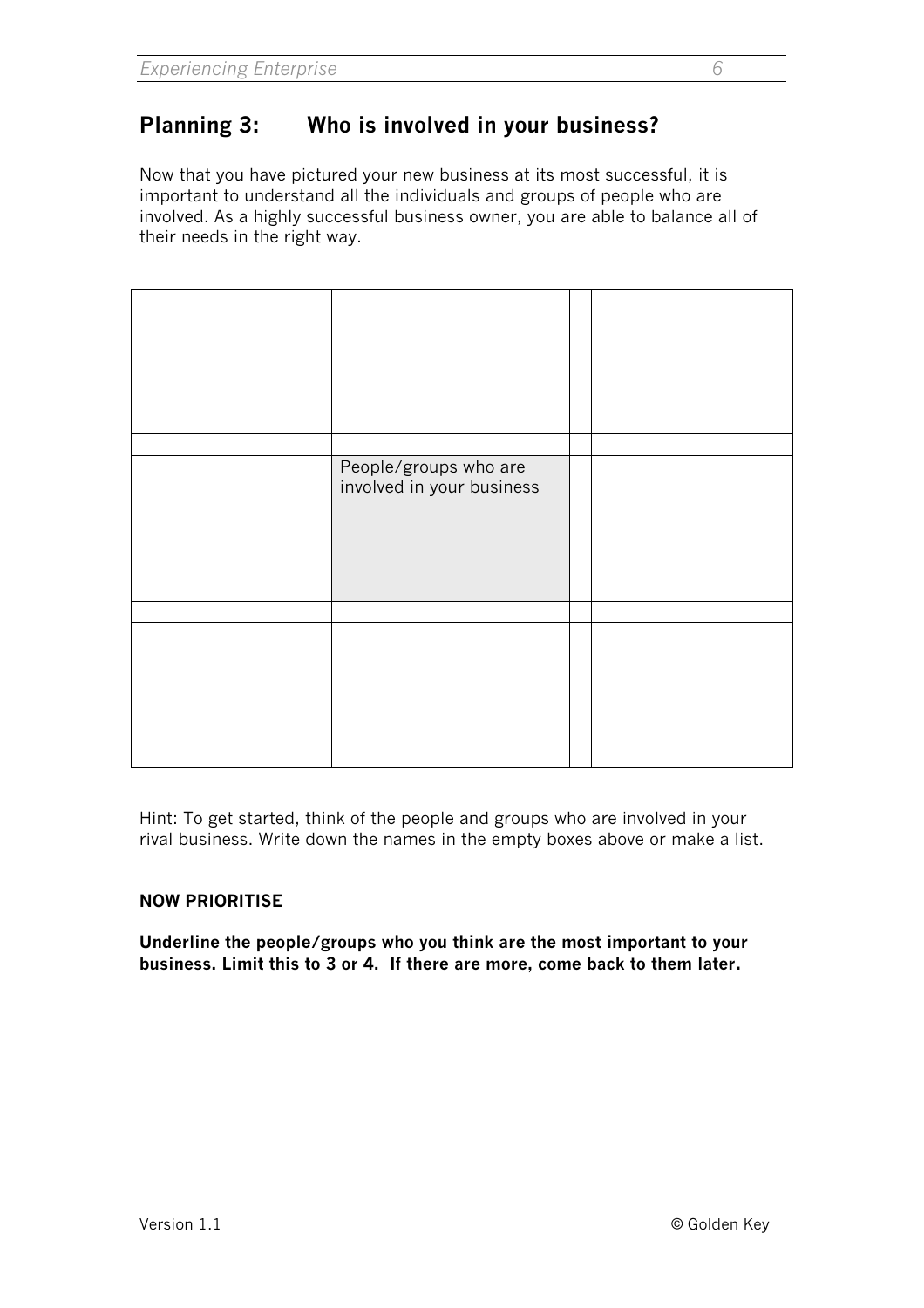## Planning 3: Who is involved in your business?

Now that you have pictured your new business at its most successful, it is important to understand all the individuals and groups of people who are involved. As a highly successful business owner, you are able to balance all of their needs in the right way.

| | | |
|---|---|---|
| | | |
| | People/groups who are involved in your business | |
| | | |

Hint: To get started, think of the people and groups who are involved in your rival business. Write down the names in the empty boxes above or make a list.

**NOW PRIORITISE**

**Underline the people/groups who you think are the most important to your business. Limit this to 3 or 4. If there are more, come back to them later.**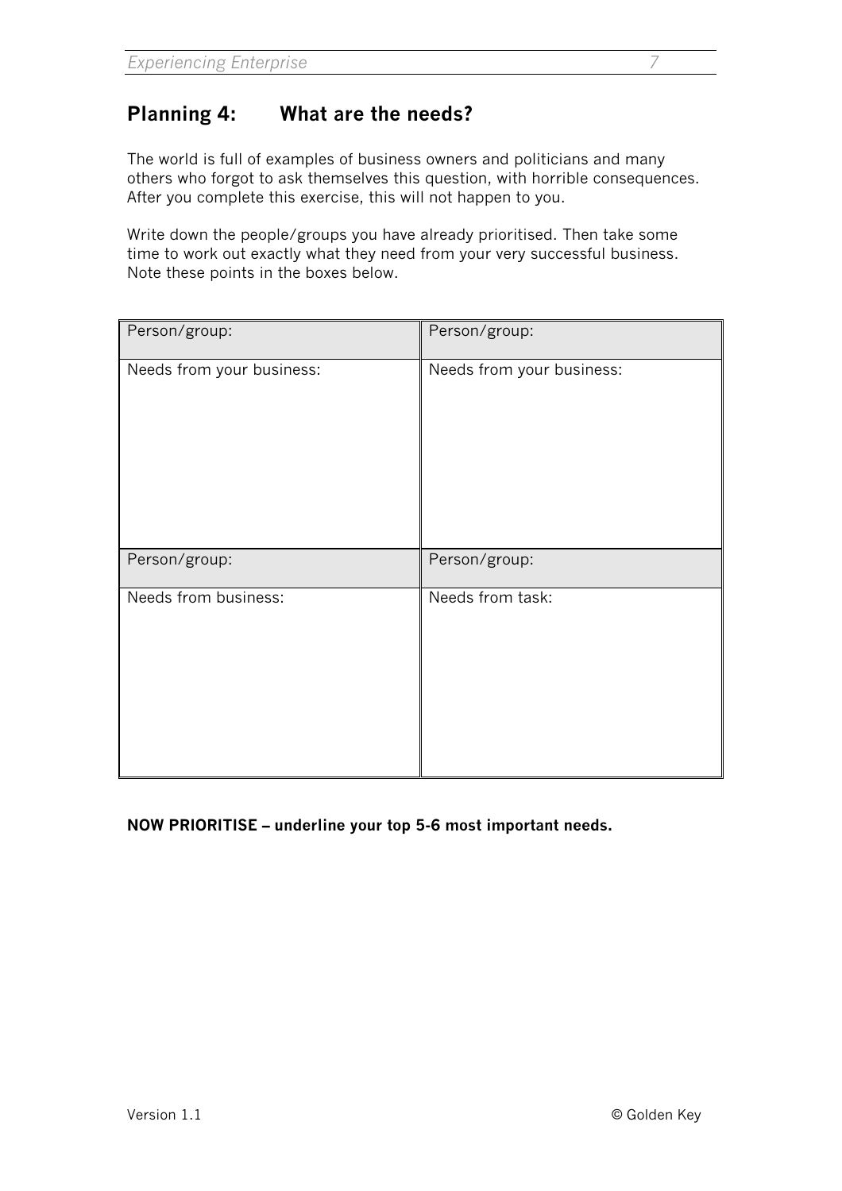## Planning 4: What are the needs?

The world is full of examples of business owners and politicians and many others who forgot to ask themselves this question, with horrible consequences. After you complete this exercise, this will not happen to you.

Write down the people/groups you have already prioritised. Then take some time to work out exactly what they need from your very successful business. Note these points in the boxes below.

| | |
|---|---|
| Person/group: | Person/group: |
| Needs from your business: | Needs from your business: |
| Person/group: | Person/group: |
| Needs from business: | Needs from task: |

**NOW PRIORITISE – underline your top 5-6 most important needs.**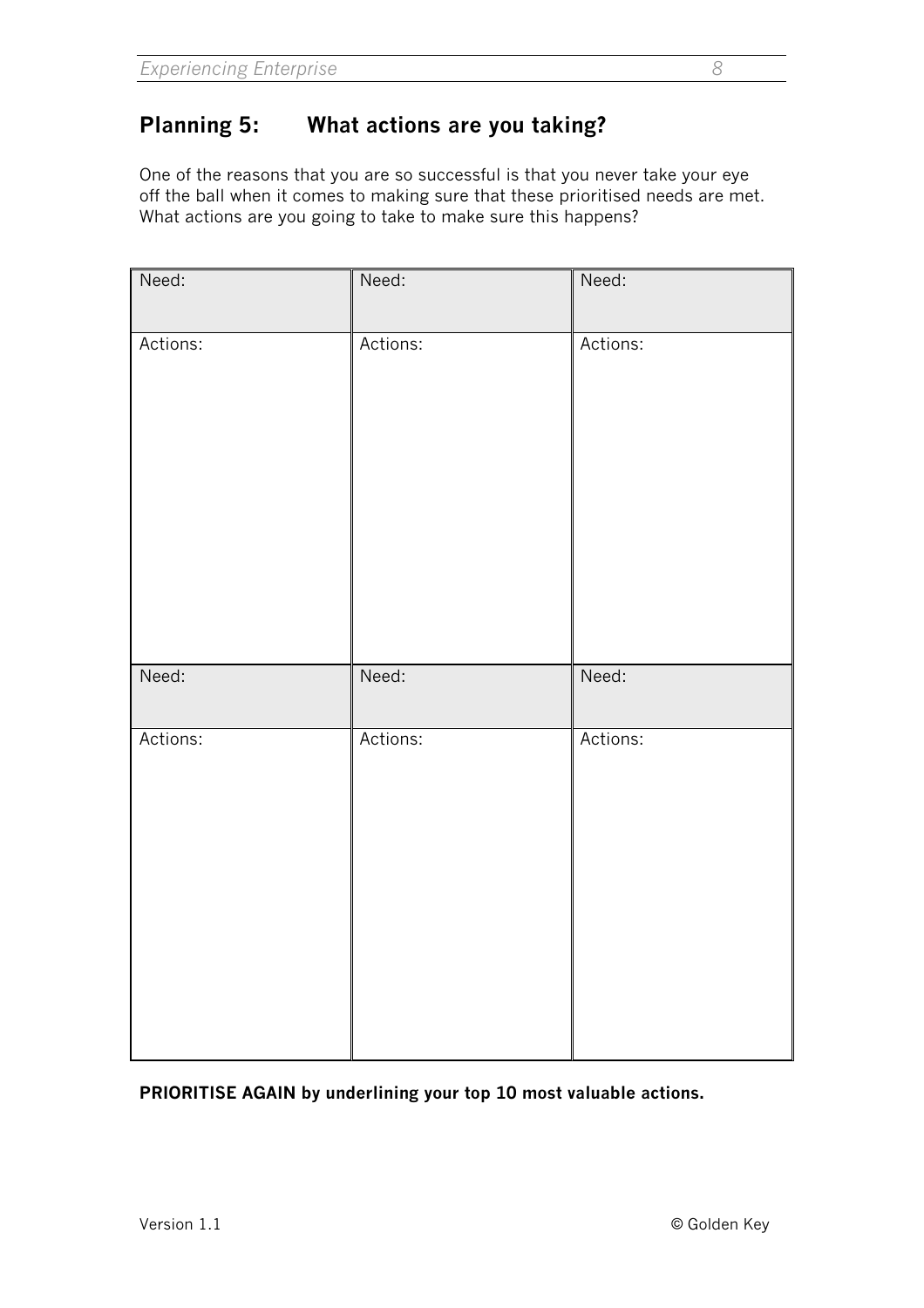## Planning 5: What actions are you taking?

One of the reasons that you are so successful is that you never take your eye off the ball when it comes to making sure that these prioritised needs are met. What actions are you going to take to make sure this happens?

| | | |
|---|---|---|
| Need: | Need: | Need: |
| Actions: | Actions: | Actions: |
| Need: | Need: | Need: |
| Actions: | Actions: | Actions: |

**PRIORITISE AGAIN by underlining your top 10 most valuable actions.**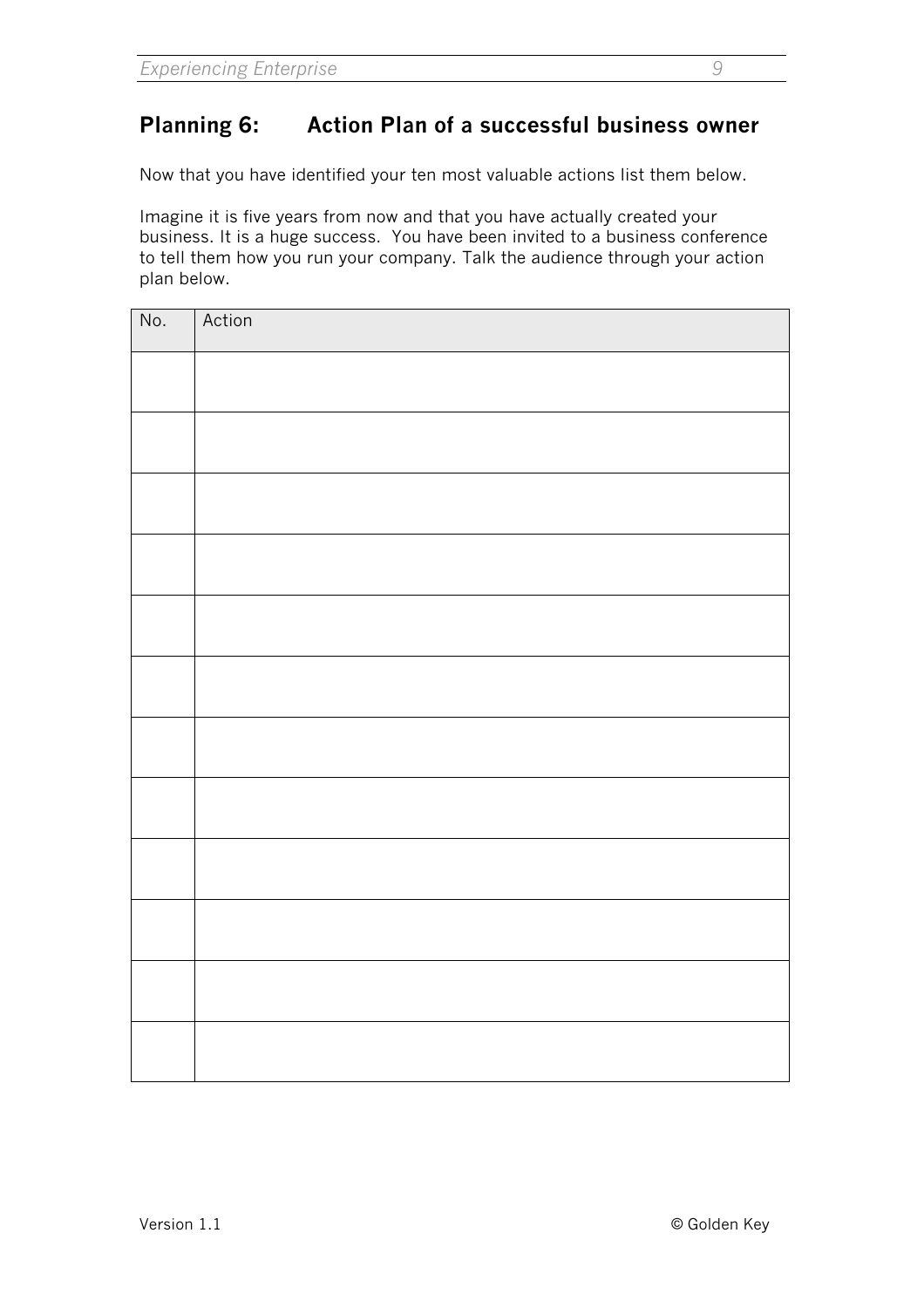## Planning 6: Action Plan of a successful business owner

Now that you have identified your ten most valuable actions list them below.

Imagine it is five years from now and that you have actually created your business. It is a huge success. You have been invited to a business conference to tell them how you run your company. Talk the audience through your action plan below.

| No. | Action |
|---|---|
| | |
| | |
| | |
| | |
| | |
| | |
| | |
| | |
| | |
| | |
| | |
| | |

Version 1.1 © Golden Key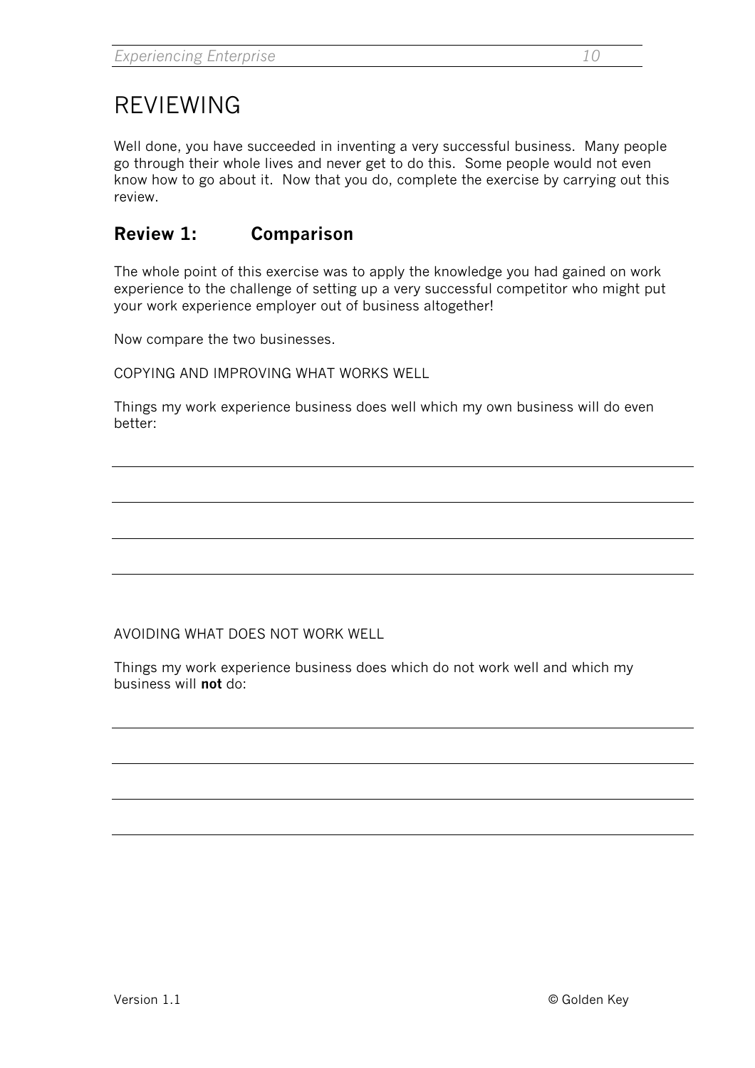# REVIEWING

Well done, you have succeeded in inventing a very successful business. Many people go through their whole lives and never get to do this. Some people would not even know how to go about it. Now that you do, complete the exercise by carrying out this review.

## Review 1: Comparison

The whole point of this exercise was to apply the knowledge you had gained on work experience to the challenge of setting up a very successful competitor who might put your work experience employer out of business altogether!

Now compare the two businesses.

COPYING AND IMPROVING WHAT WORKS WELL

Things my work experience business does well which my own business will do even better:

______________________________

______________________________

______________________________

______________________________

AVOIDING WHAT DOES NOT WORK WELL

Things my work experience business does which do not work well and which my business will **not** do:

______________________________

______________________________

______________________________

______________________________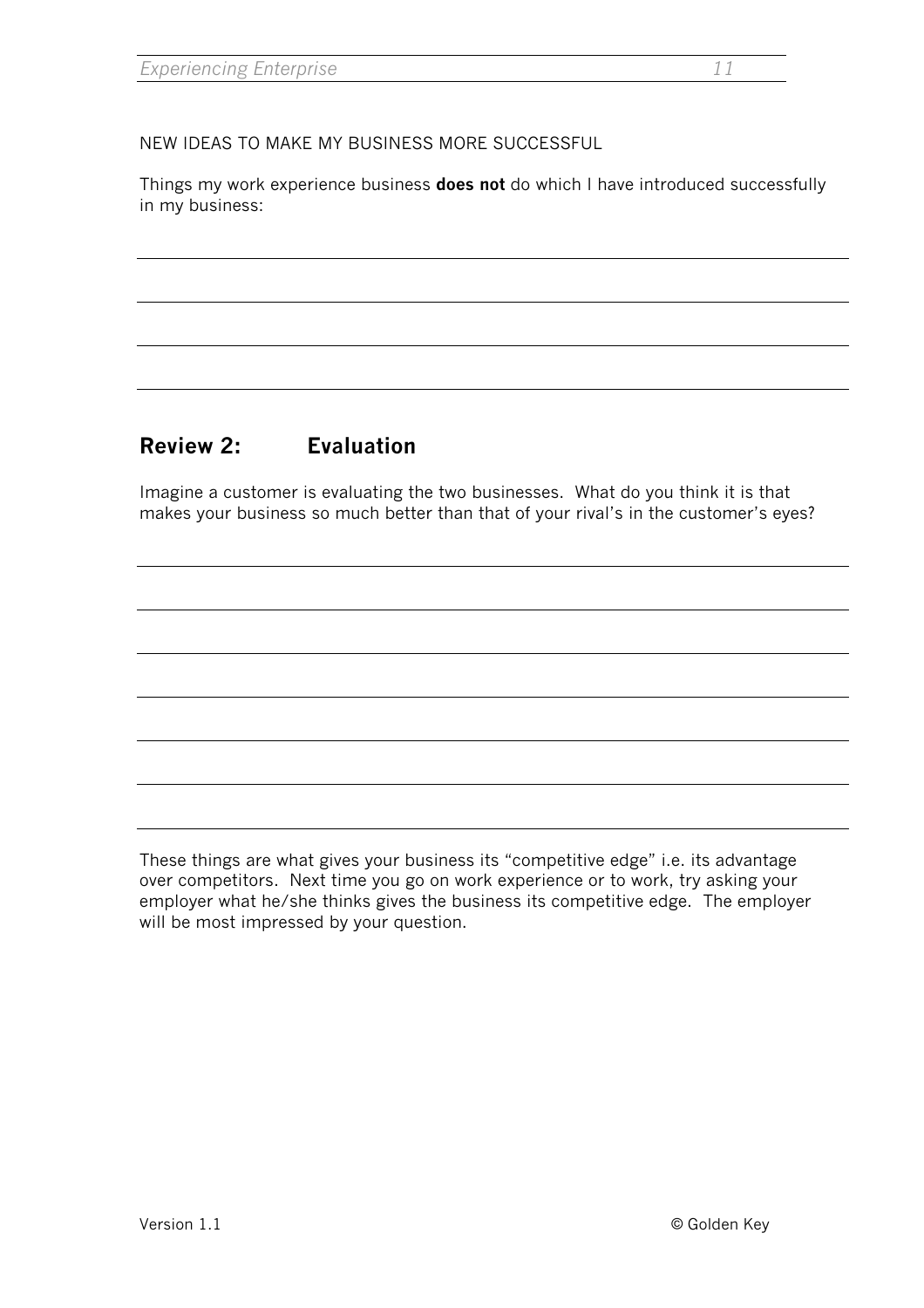NEW IDEAS TO MAKE MY BUSINESS MORE SUCCESSFUL

Things my work experience business **does not** do which I have introduced successfully in my business:

## Review 2: Evaluation

Imagine a customer is evaluating the two businesses. What do you think it is that makes your business so much better than that of your rival's in the customer's eyes?

These things are what gives your business its "competitive edge" i.e. its advantage over competitors. Next time you go on work experience or to work, try asking your employer what he/she thinks gives the business its competitive edge. The employer will be most impressed by your question.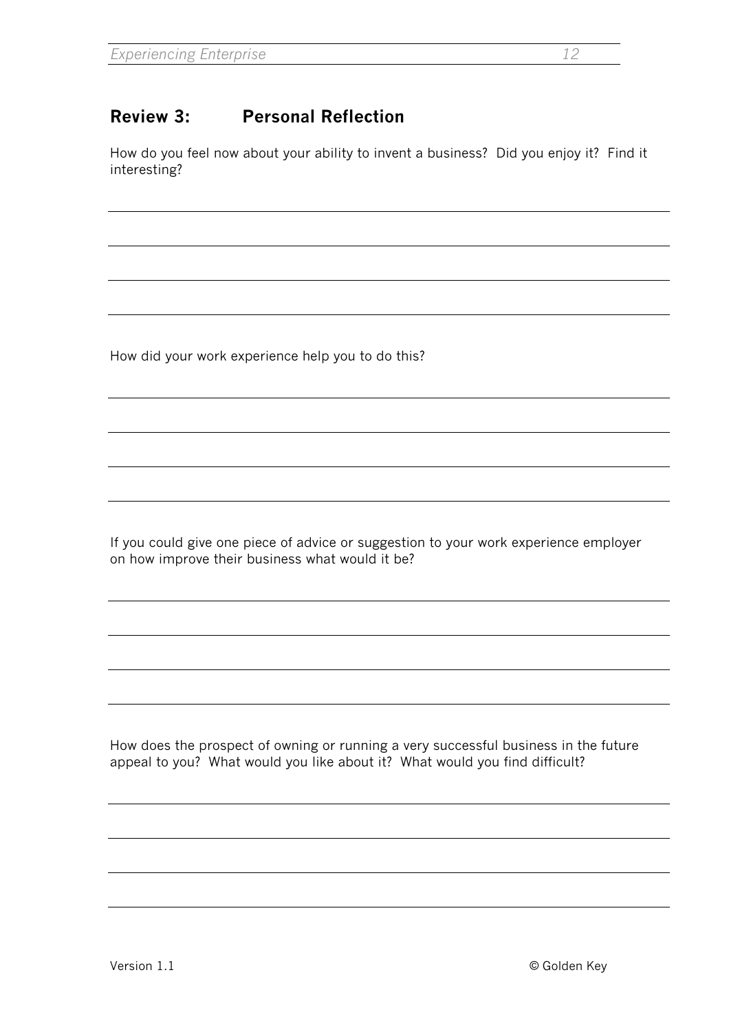## Review 3: Personal Reflection

How do you feel now about your ability to invent a business? Did you enjoy it? Find it interesting?

How did your work experience help you to do this?

If you could give one piece of advice or suggestion to your work experience employer on how improve their business what would it be?

How does the prospect of owning or running a very successful business in the future appeal to you? What would you like about it? What would you find difficult?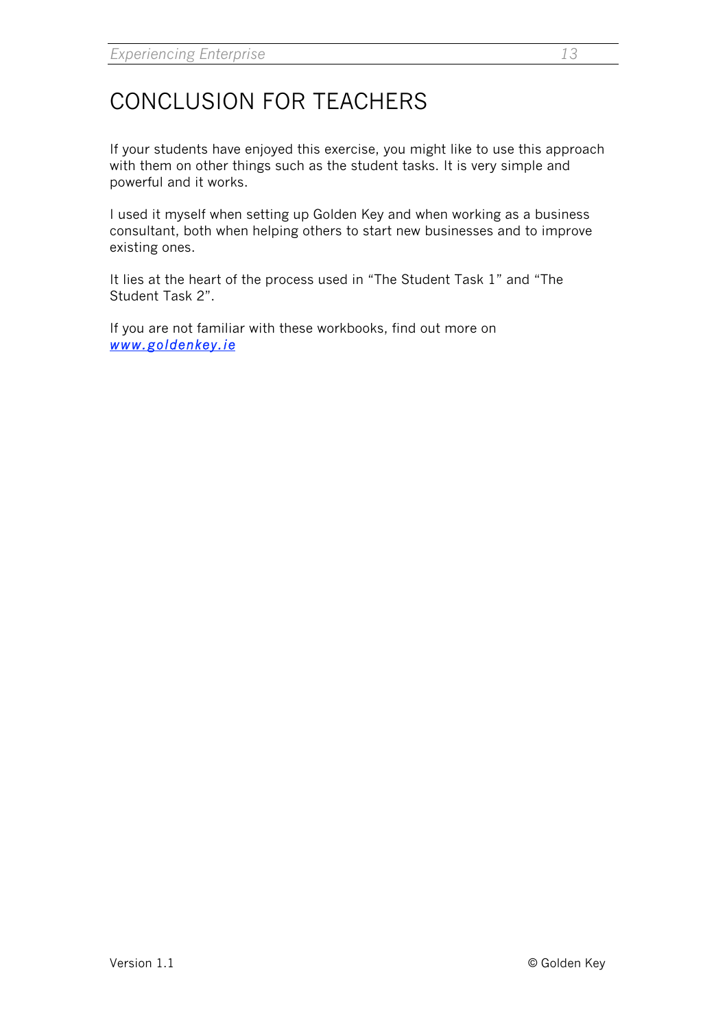# CONCLUSION FOR TEACHERS

If your students have enjoyed this exercise, you might like to use this approach with them on other things such as the student tasks. It is very simple and powerful and it works.

I used it myself when setting up Golden Key and when working as a business consultant, both when helping others to start new businesses and to improve existing ones.

It lies at the heart of the process used in “The Student Task 1” and “The Student Task 2”.

If you are not familiar with these workbooks, find out more on *www.goldenkey.ie*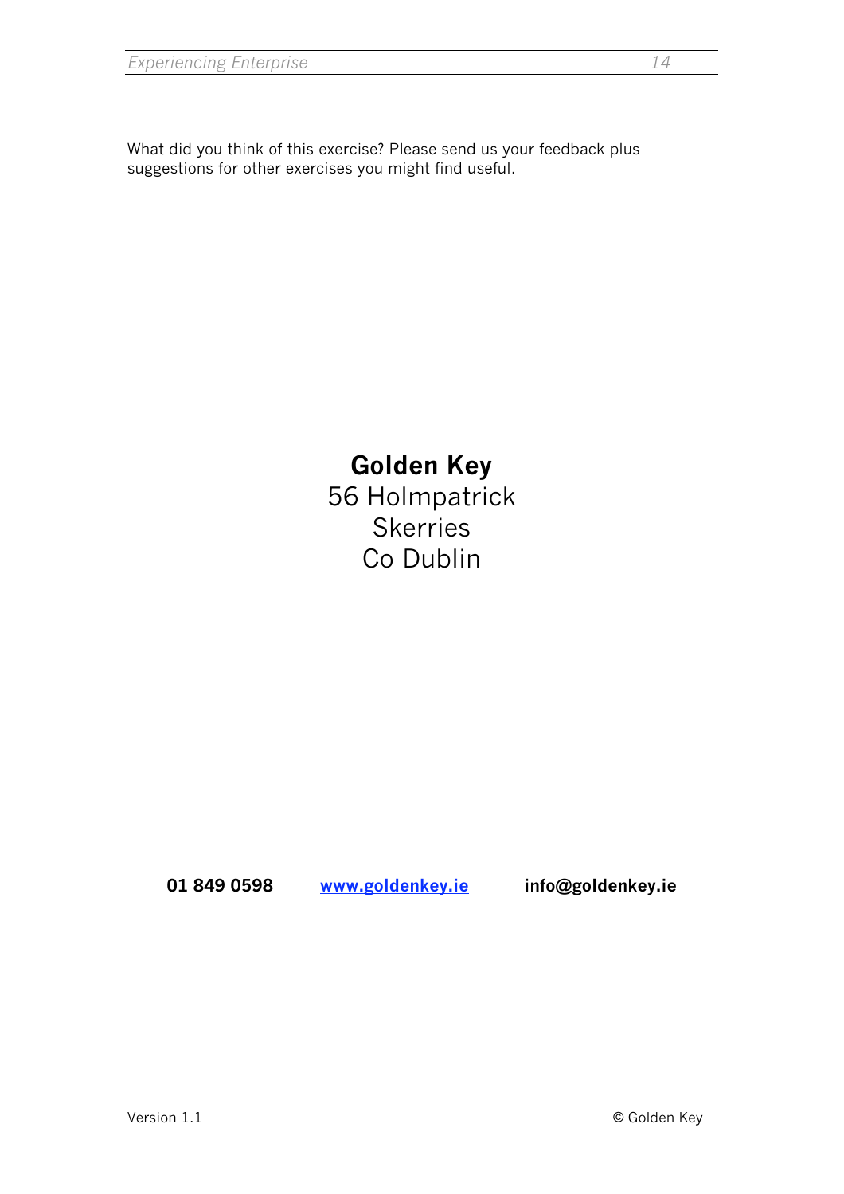What did you think of this exercise? Please send us your feedback plus suggestions for other exercises you might find useful.

**Golden Key**
56 Holmpatrick
Skerries
Co Dublin

**01 849 0598** **www.goldenkey.ie** **info@goldenkey.ie**

Version 1.1 © Golden Key